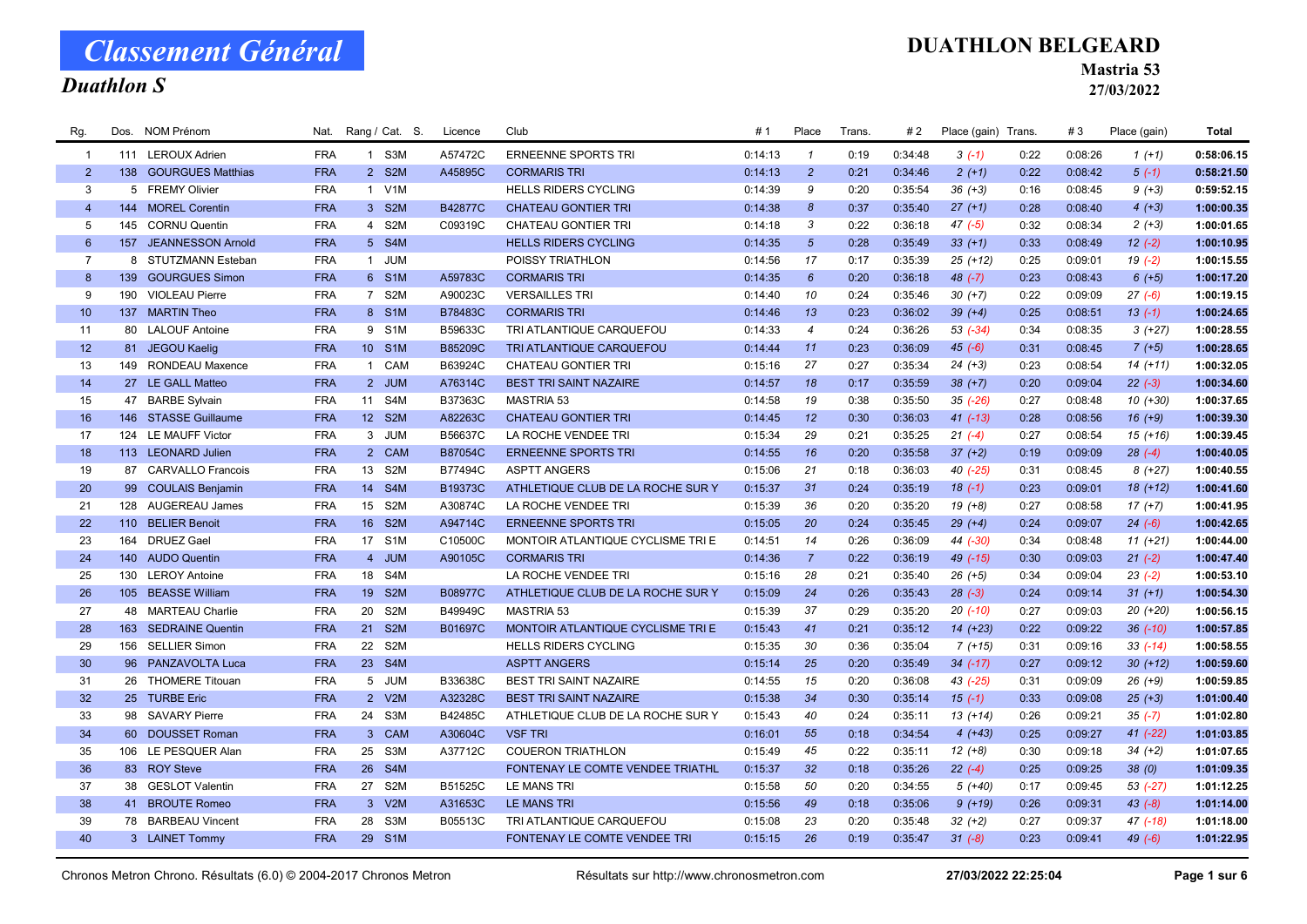# Classement Général

## Duathlon S

## DUATHLON BELGEARD

### Mastria 53

### 27/03/2022

| Rg. | Dos. | NOM Prénom | Nat. | Rang / Cat. | S. | Licence | Club | # 1 | Place | Trans. | # 2 | Place (gain) | Trans. | # 3 | Place (gain) | Total |
|---|---|---|---|---|---|---|---|---|---|---|---|---|---|---|---|---|
| 1 | 111 | LEROUX Adrien | FRA | 1 S3M | | A57472C | ERNEENNE SPORTS TRI | 0:14:13 | 1 | 0:19 | 0:34:48 | 3 (-1) | 0:22 | 0:08:26 | 1 (+1) | 0:58:06.15 |
| 2 | 138 | GOURGUES Matthias | FRA | 2 S2M | | A45895C | CORMARIS TRI | 0:14:13 | 2 | 0:21 | 0:34:46 | 2 (+1) | 0:22 | 0:08:42 | 5 (-1) | 0:58:21.50 |
| 3 | 5 | FREMY Olivier | FRA | 1 V1M | | | HELLS RIDERS CYCLING | 0:14:39 | 9 | 0:20 | 0:35:54 | 36 (+3) | 0:16 | 0:08:45 | 9 (+3) | 0:59:52.15 |
| 4 | 144 | MOREL Corentin | FRA | 3 S2M | | B42877C | CHATEAU GONTIER TRI | 0:14:38 | 8 | 0:37 | 0:35:40 | 27 (+1) | 0:28 | 0:08:40 | 4 (+3) | 1:00:00.35 |
| 5 | 145 | CORNU Quentin | FRA | 4 S2M | | C09319C | CHATEAU GONTIER TRI | 0:14:18 | 3 | 0:22 | 0:36:18 | 47 (-5) | 0:32 | 0:08:34 | 2 (+3) | 1:00:01.65 |
| 6 | 157 | JEANNESSON Arnold | FRA | 5 S4M | | | HELLS RIDERS CYCLING | 0:14:35 | 5 | 0:28 | 0:35:49 | 33 (+1) | 0:33 | 0:08:49 | 12 (-2) | 1:00:10.95 |
| 7 | 8 | STUTZMANN Esteban | FRA | 1 JUM | | | POISSY TRIATHLON | 0:14:56 | 17 | 0:17 | 0:35:39 | 25 (+12) | 0:25 | 0:09:01 | 19 (-2) | 1:00:15.55 |
| 8 | 139 | GOURGUES Simon | FRA | 6 S1M | | A59783C | CORMARIS TRI | 0:14:35 | 6 | 0:20 | 0:36:18 | 48 (-7) | 0:23 | 0:08:43 | 6 (+5) | 1:00:17.20 |
| 9 | 190 | VIOLEAU Pierre | FRA | 7 S2M | | A90023C | VERSAILLES TRI | 0:14:40 | 10 | 0:24 | 0:35:46 | 30 (+7) | 0:22 | 0:09:09 | 27 (-6) | 1:00:19.15 |
| 10 | 137 | MARTIN Theo | FRA | 8 S1M | | B78483C | CORMARIS TRI | 0:14:46 | 13 | 0:23 | 0:36:02 | 39 (+4) | 0:25 | 0:08:51 | 13 (-1) | 1:00:24.65 |
| 11 | 80 | LALOUF Antoine | FRA | 9 S1M | | B59633C | TRI ATLANTIQUE CARQUEFOU | 0:14:33 | 4 | 0:24 | 0:36:26 | 53 (-34) | 0:34 | 0:08:35 | 3 (+27) | 1:00:28.55 |
| 12 | 81 | JEGOU Kaelig | FRA | 10 S1M | | B85209C | TRI ATLANTIQUE CARQUEFOU | 0:14:44 | 11 | 0:23 | 0:36:09 | 45 (-6) | 0:31 | 0:08:45 | 7 (+5) | 1:00:28.65 |
| 13 | 149 | RONDEAU Maxence | FRA | 1 CAM | | B63924C | CHATEAU GONTIER TRI | 0:15:16 | 27 | 0:27 | 0:35:34 | 24 (+3) | 0:23 | 0:08:54 | 14 (+11) | 1:00:32.05 |
| 14 | 27 | LE GALL Matteo | FRA | 2 JUM | | A76314C | BEST TRI SAINT NAZAIRE | 0:14:57 | 18 | 0:17 | 0:35:59 | 38 (+7) | 0:20 | 0:09:04 | 22 (-3) | 1:00:34.60 |
| 15 | 47 | BARBE Sylvain | FRA | 11 S4M | | B37363C | MASTRIA 53 | 0:14:58 | 19 | 0:38 | 0:35:50 | 35 (-26) | 0:27 | 0:08:48 | 10 (+30) | 1:00:37.65 |
| 16 | 146 | STASSE Guillaume | FRA | 12 S2M | | A82263C | CHATEAU GONTIER TRI | 0:14:45 | 12 | 0:30 | 0:36:03 | 41 (-13) | 0:28 | 0:08:56 | 16 (+9) | 1:00:39.30 |
| 17 | 124 | LE MAUFF Victor | FRA | 3 JUM | | B56637C | LA ROCHE VENDEE TRI | 0:15:34 | 29 | 0:21 | 0:35:25 | 21 (-4) | 0:27 | 0:08:54 | 15 (+16) | 1:00:39.45 |
| 18 | 113 | LEONARD Julien | FRA | 2 CAM | | B87054C | ERNEENNE SPORTS TRI | 0:14:55 | 16 | 0:20 | 0:35:58 | 37 (+2) | 0:19 | 0:09:09 | 28 (-4) | 1:00:40.05 |
| 19 | 87 | CARVALLO Francois | FRA | 13 S2M | | B77494C | ASPTT ANGERS | 0:15:06 | 21 | 0:18 | 0:36:03 | 40 (-25) | 0:31 | 0:08:45 | 8 (+27) | 1:00:40.55 |
| 20 | 99 | COULAIS Benjamin | FRA | 14 S4M | | B19373C | ATHLETIQUE CLUB DE LA ROCHE SUR Y | 0:15:37 | 31 | 0:24 | 0:35:19 | 18 (-1) | 0:23 | 0:09:01 | 18 (+12) | 1:00:41.60 |
| 21 | 128 | AUGEREAU James | FRA | 15 S2M | | A30874C | LA ROCHE VENDEE TRI | 0:15:39 | 36 | 0:20 | 0:35:20 | 19 (+8) | 0:27 | 0:08:58 | 17 (+7) | 1:00:41.95 |
| 22 | 110 | BELIER Benoit | FRA | 16 S2M | | A94714C | ERNEENNE SPORTS TRI | 0:15:05 | 20 | 0:24 | 0:35:45 | 29 (+4) | 0:24 | 0:09:07 | 24 (-6) | 1:00:42.65 |
| 23 | 164 | DRUEZ Gael | FRA | 17 S1M | | C10500C | MONTOIR ATLANTIQUE CYCLISME TRI E | 0:14:51 | 14 | 0:26 | 0:36:09 | 44 (-30) | 0:34 | 0:08:48 | 11 (+21) | 1:00:44.00 |
| 24 | 140 | AUDO Quentin | FRA | 4 JUM | | A90105C | CORMARIS TRI | 0:14:36 | 7 | 0:22 | 0:36:19 | 49 (-15) | 0:30 | 0:09:03 | 21 (-2) | 1:00:47.40 |
| 25 | 130 | LEROY Antoine | FRA | 18 S4M | | | LA ROCHE VENDEE TRI | 0:15:16 | 28 | 0:21 | 0:35:40 | 26 (+5) | 0:34 | 0:09:04 | 23 (-2) | 1:00:53.10 |
| 26 | 105 | BEASSE William | FRA | 19 S2M | | B08977C | ATHLETIQUE CLUB DE LA ROCHE SUR Y | 0:15:09 | 24 | 0:26 | 0:35:43 | 28 (-3) | 0:24 | 0:09:14 | 31 (+1) | 1:00:54.30 |
| 27 | 48 | MARTEAU Charlie | FRA | 20 S2M | | B49949C | MASTRIA 53 | 0:15:39 | 37 | 0:29 | 0:35:20 | 20 (-10) | 0:27 | 0:09:03 | 20 (+20) | 1:00:56.15 |
| 28 | 163 | SEDRAINE Quentin | FRA | 21 S2M | | B01697C | MONTOIR ATLANTIQUE CYCLISME TRI E | 0:15:43 | 41 | 0:21 | 0:35:12 | 14 (+23) | 0:22 | 0:09:22 | 36 (-10) | 1:00:57.85 |
| 29 | 156 | SELLIER Simon | FRA | 22 S2M | | | HELLS RIDERS CYCLING | 0:15:35 | 30 | 0:36 | 0:35:04 | 7 (+15) | 0:31 | 0:09:16 | 33 (-14) | 1:00:58.55 |
| 30 | 96 | PANZAVOLTA Luca | FRA | 23 S4M | | | ASPTT ANGERS | 0:15:14 | 25 | 0:20 | 0:35:49 | 34 (-17) | 0:27 | 0:09:12 | 30 (+12) | 1:00:59.60 |
| 31 | 26 | THOMERE Titouan | FRA | 5 JUM | | B33638C | BEST TRI SAINT NAZAIRE | 0:14:55 | 15 | 0:20 | 0:36:08 | 43 (-25) | 0:31 | 0:09:09 | 26 (+9) | 1:00:59.85 |
| 32 | 25 | TURBE Eric | FRA | 2 V2M | | A32328C | BEST TRI SAINT NAZAIRE | 0:15:38 | 34 | 0:30 | 0:35:14 | 15 (-1) | 0:33 | 0:09:08 | 25 (+3) | 1:01:00.40 |
| 33 | 98 | SAVARY Pierre | FRA | 24 S3M | | B42485C | ATHLETIQUE CLUB DE LA ROCHE SUR Y | 0:15:43 | 40 | 0:24 | 0:35:11 | 13 (+14) | 0:26 | 0:09:21 | 35 (-7) | 1:01:02.80 |
| 34 | 60 | DOUSSET Roman | FRA | 3 CAM | | A30604C | VSF TRI | 0:16:01 | 55 | 0:18 | 0:34:54 | 4 (+43) | 0:25 | 0:09:27 | 41 (-22) | 1:01:03.85 |
| 35 | 106 | LE PESQUER Alan | FRA | 25 S3M | | A37712C | COUERON TRIATHLON | 0:15:49 | 45 | 0:22 | 0:35:11 | 12 (+8) | 0:30 | 0:09:18 | 34 (+2) | 1:01:07.65 |
| 36 | 83 | ROY Steve | FRA | 26 S4M | | | FONTENAY LE COMTE VENDEE TRIATHL | 0:15:37 | 32 | 0:18 | 0:35:26 | 22 (-4) | 0:25 | 0:09:25 | 38 (0) | 1:01:09.35 |
| 37 | 38 | GESLOT Valentin | FRA | 27 S2M | | B51525C | LE MANS TRI | 0:15:58 | 50 | 0:20 | 0:34:55 | 5 (+40) | 0:17 | 0:09:45 | 53 (-27) | 1:01:12.25 |
| 38 | 41 | BROUTE Romeo | FRA | 3 V2M | | A31653C | LE MANS TRI | 0:15:56 | 49 | 0:18 | 0:35:06 | 9 (+19) | 0:26 | 0:09:31 | 43 (-8) | 1:01:14.00 |
| 39 | 78 | BARBEAU Vincent | FRA | 28 S3M | | B05513C | TRI ATLANTIQUE CARQUEFOU | 0:15:08 | 23 | 0:20 | 0:35:48 | 32 (+2) | 0:27 | 0:09:37 | 47 (-18) | 1:01:18.00 |
| 40 | 3 | LAINET Tommy | FRA | 29 S1M | | | FONTENAY LE COMTE VENDEE TRI | 0:15:15 | 26 | 0:19 | 0:35:47 | 31 (-8) | 0:23 | 0:09:41 | 49 (-6) | 1:01:22.95 |

Chronos Metron Chrono. Résultats (6.0) © 2004-2017 Chronos Metron — Résultats sur http://www.chronosmetron.com — 27/03/2022 22:25:04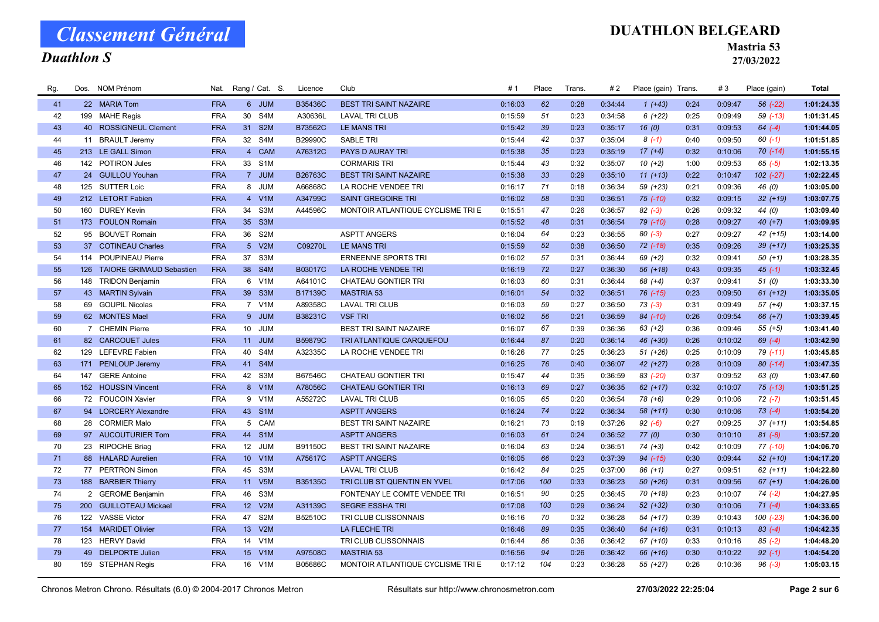# Classement Général

## Duathlon S

**DUATHLON BELGEARD**

**Mastria 53**

**27/03/2022**

| Rg. | Dos. | NOM Prénom | Nat. | Rang / Cat. | S. | Licence | Club | # 1 | Place | Trans. | # 2 | Place (gain) | Trans. | # 3 | Place (gain) | Total |
|---|---|---|---|---|---|---|---|---|---|---|---|---|---|---|---|---|
| 41 | 22 | MARIA Tom | FRA | 6 JUM | | B35436C | BEST TRI SAINT NAZAIRE | 0:16:03 | 62 | 0:28 | 0:34:44 | 1 (+43) | 0:24 | 0:09:47 | 56 (-22) | 1:01:24.35 |
| 42 | 199 | MAHE Regis | FRA | 30 S4M | | A30636L | LAVAL TRI CLUB | 0:15:59 | 51 | 0:23 | 0:34:58 | 6 (+22) | 0:25 | 0:09:49 | 59 (-13) | 1:01:31.45 |
| 43 | 40 | ROSSIGNEUL Clement | FRA | 31 S2M | | B73562C | LE MANS TRI | 0:15:42 | 39 | 0:23 | 0:35:17 | 16 (0) | 0:31 | 0:09:53 | 64 (-4) | 1:01:44.05 |
| 44 | 11 | BRAULT Jeremy | FRA | 32 S4M | | B29990C | SABLE TRI | 0:15:44 | 42 | 0:37 | 0:35:04 | 8 (-1) | 0:40 | 0:09:50 | 60 (-1) | 1:01:51.85 |
| 45 | 213 | LE GALL Simon | FRA | 4 CAM | | A76312C | PAYS D AURAY TRI | 0:15:38 | 35 | 0:23 | 0:35:19 | 17 (+4) | 0:32 | 0:10:06 | 70 (-14) | 1:01:55.15 |
| 46 | 142 | POTIRON Jules | FRA | 33 S1M | | | CORMARIS TRI | 0:15:44 | 43 | 0:32 | 0:35:07 | 10 (+2) | 1:00 | 0:09:53 | 65 (-5) | 1:02:13.35 |
| 47 | 24 | GUILLOU Youhan | FRA | 7 JUM | | B26763C | BEST TRI SAINT NAZAIRE | 0:15:38 | 33 | 0:29 | 0:35:10 | 11 (+13) | 0:22 | 0:10:47 | 102 (-27) | 1:02:22.45 |
| 48 | 125 | SUTTER Loic | FRA | 8 JUM | | A66868C | LA ROCHE VENDEE TRI | 0:16:17 | 71 | 0:18 | 0:36:34 | 59 (+23) | 0:21 | 0:09:36 | 46 (0) | 1:03:05.00 |
| 49 | 212 | LETORT Fabien | FRA | 4 V1M | | A34799C | SAINT GREGOIRE TRI | 0:16:02 | 58 | 0:30 | 0:36:51 | 75 (-10) | 0:32 | 0:09:15 | 32 (+19) | 1:03:07.75 |
| 50 | 160 | DUREY Kevin | FRA | 34 S3M | | A44596C | MONTOIR ATLANTIQUE CYCLISME TRI E | 0:15:51 | 47 | 0:26 | 0:36:57 | 82 (-3) | 0:26 | 0:09:32 | 44 (0) | 1:03:09.40 |
| 51 | 173 | FOULON Romain | FRA | 35 S3M | | | | 0:15:52 | 48 | 0:31 | 0:36:54 | 79 (-10) | 0:28 | 0:09:27 | 40 (+7) | 1:03:09.95 |
| 52 | 95 | BOUVET Romain | FRA | 36 S2M | | | ASPTT ANGERS | 0:16:04 | 64 | 0:23 | 0:36:55 | 80 (-3) | 0:27 | 0:09:27 | 42 (+15) | 1:03:14.00 |
| 53 | 37 | COTINEAU Charles | FRA | 5 V2M | | C09270L | LE MANS TRI | 0:15:59 | 52 | 0:38 | 0:36:50 | 72 (-18) | 0:35 | 0:09:26 | 39 (+17) | 1:03:25.35 |
| 54 | 114 | POUPINEAU Pierre | FRA | 37 S3M | | | ERNEENNE SPORTS TRI | 0:16:02 | 57 | 0:31 | 0:36:44 | 69 (+2) | 0:32 | 0:09:41 | 50 (+1) | 1:03:28.35 |
| 55 | 126 | TAIORE GRIMAUD Sebastien | FRA | 38 S4M | | B03017C | LA ROCHE VENDEE TRI | 0:16:19 | 72 | 0:27 | 0:36:30 | 56 (+18) | 0:43 | 0:09:35 | 45 (-1) | 1:03:32.45 |
| 56 | 148 | TRIDON Benjamin | FRA | 6 V1M | | A64101C | CHATEAU GONTIER TRI | 0:16:03 | 60 | 0:31 | 0:36:44 | 68 (+4) | 0:37 | 0:09:41 | 51 (0) | 1:03:33.30 |
| 57 | 43 | MARTIN Sylvain | FRA | 39 S3M | | B17139C | MASTRIA 53 | 0:16:01 | 54 | 0:32 | 0:36:51 | 76 (-15) | 0:23 | 0:09:50 | 61 (+12) | 1:03:35.05 |
| 58 | 69 | GOUPIL Nicolas | FRA | 7 V1M | | A89358C | LAVAL TRI CLUB | 0:16:03 | 59 | 0:27 | 0:36:50 | 73 (-3) | 0:31 | 0:09:49 | 57 (+4) | 1:03:37.15 |
| 59 | 62 | MONTES Mael | FRA | 9 JUM | | B38231C | VSF TRI | 0:16:02 | 56 | 0:21 | 0:36:59 | 84 (-10) | 0:26 | 0:09:54 | 66 (+7) | 1:03:39.45 |
| 60 | 7 | CHEMIN Pierre | FRA | 10 JUM | | | BEST TRI SAINT NAZAIRE | 0:16:07 | 67 | 0:39 | 0:36:36 | 63 (+2) | 0:36 | 0:09:46 | 55 (+5) | 1:03:41.40 |
| 61 | 82 | CARCOUET Jules | FRA | 11 JUM | | B59879C | TRI ATLANTIQUE CARQUEFOU | 0:16:44 | 87 | 0:20 | 0:36:14 | 46 (+30) | 0:26 | 0:10:02 | 69 (-4) | 1:03:42.90 |
| 62 | 129 | LEFEVRE Fabien | FRA | 40 S4M | | A32335C | LA ROCHE VENDEE TRI | 0:16:26 | 77 | 0:25 | 0:36:23 | 51 (+26) | 0:25 | 0:10:09 | 79 (-11) | 1:03:45.85 |
| 63 | 171 | PENLOUP Jeremy | FRA | 41 S4M | | | | 0:16:25 | 76 | 0:40 | 0:36:07 | 42 (+27) | 0:28 | 0:10:09 | 80 (-14) | 1:03:47.35 |
| 64 | 147 | GERE Antoine | FRA | 42 S3M | | B67546C | CHATEAU GONTIER TRI | 0:15:47 | 44 | 0:35 | 0:36:59 | 83 (-20) | 0:37 | 0:09:52 | 63 (0) | 1:03:47.60 |
| 65 | 152 | HOUSSIN Vincent | FRA | 8 V1M | | A78056C | CHATEAU GONTIER TRI | 0:16:13 | 69 | 0:27 | 0:36:35 | 62 (+17) | 0:32 | 0:10:07 | 75 (-13) | 1:03:51.25 |
| 66 | 72 | FOUCOIN Xavier | FRA | 9 V1M | | A55272C | LAVAL TRI CLUB | 0:16:05 | 65 | 0:20 | 0:36:54 | 78 (+6) | 0:29 | 0:10:06 | 72 (-7) | 1:03:51.45 |
| 67 | 94 | LORCERY Alexandre | FRA | 43 S1M | | | ASPTT ANGERS | 0:16:24 | 74 | 0:22 | 0:36:34 | 58 (+11) | 0:30 | 0:10:06 | 73 (-4) | 1:03:54.20 |
| 68 | 28 | CORMIER Malo | FRA | 5 CAM | | | BEST TRI SAINT NAZAIRE | 0:16:21 | 73 | 0:19 | 0:37:26 | 92 (-6) | 0:27 | 0:09:25 | 37 (+11) | 1:03:54.85 |
| 69 | 97 | AUCOUTURIER Tom | FRA | 44 S1M | | | ASPTT ANGERS | 0:16:03 | 61 | 0:24 | 0:36:52 | 77 (0) | 0:30 | 0:10:10 | 81 (-8) | 1:03:57.20 |
| 70 | 23 | RIPOCHE Briag | FRA | 12 JUM | | B91150C | BEST TRI SAINT NAZAIRE | 0:16:04 | 63 | 0:24 | 0:36:51 | 74 (+3) | 0:42 | 0:10:09 | 77 (-10) | 1:04:06.70 |
| 71 | 88 | HALARD Aurelien | FRA | 10 V1M | | A75617C | ASPTT ANGERS | 0:16:05 | 66 | 0:23 | 0:37:39 | 94 (-15) | 0:30 | 0:09:44 | 52 (+10) | 1:04:17.20 |
| 72 | 77 | PERTRON Simon | FRA | 45 S3M | | | LAVAL TRI CLUB | 0:16:42 | 84 | 0:25 | 0:37:00 | 86 (+1) | 0:27 | 0:09:51 | 62 (+11) | 1:04:22.80 |
| 73 | 188 | BARBIER Thierry | FRA | 11 V5M | | B35135C | TRI CLUB ST QUENTIN EN YVEL | 0:17:06 | 100 | 0:33 | 0:36:23 | 50 (+26) | 0:31 | 0:09:56 | 67 (+1) | 1:04:26.00 |
| 74 | 2 | GEROME Benjamin | FRA | 46 S3M | | | FONTENAY LE COMTE VENDEE TRI | 0:16:51 | 90 | 0:25 | 0:36:45 | 70 (+18) | 0:23 | 0:10:07 | 74 (-2) | 1:04:27.95 |
| 75 | 200 | GUILLOTEAU Mickael | FRA | 12 V2M | | A31139C | SEGRE ESSHA TRI | 0:17:08 | 103 | 0:29 | 0:36:24 | 52 (+32) | 0:30 | 0:10:06 | 71 (-4) | 1:04:33.65 |
| 76 | 122 | VASSE Victor | FRA | 47 S2M | | B52510C | TRI CLUB CLISSONNAIS | 0:16:16 | 70 | 0:32 | 0:36:28 | 54 (+17) | 0:39 | 0:10:43 | 100 (-23) | 1:04:36.00 |
| 77 | 154 | MARIDET Olivier | FRA | 13 V2M | | | LA FLECHE TRI | 0:16:46 | 89 | 0:35 | 0:36:40 | 64 (+16) | 0:31 | 0:10:13 | 83 (-4) | 1:04:42.35 |
| 78 | 123 | HERVY David | FRA | 14 V1M | | | TRI CLUB CLISSONNAIS | 0:16:44 | 86 | 0:36 | 0:36:42 | 67 (+10) | 0:33 | 0:10:16 | 85 (-2) | 1:04:48.20 |
| 79 | 49 | DELPORTE Julien | FRA | 15 V1M | | A97508C | MASTRIA 53 | 0:16:56 | 94 | 0:26 | 0:36:42 | 66 (+16) | 0:30 | 0:10:22 | 92 (-1) | 1:04:54.20 |
| 80 | 159 | STEPHAN Regis | FRA | 16 V1M | | B05686C | MONTOIR ATLANTIQUE CYCLISME TRI E | 0:17:12 | 104 | 0:23 | 0:36:28 | 55 (+27) | 0:26 | 0:10:36 | 96 (-3) | 1:05:03.15 |

Chronos Metron Chrono. Résultats (6.0) © 2004-2017 Chronos Metron — Résultats sur http://www.chronosmetron.com — 27/03/2022 22:25:04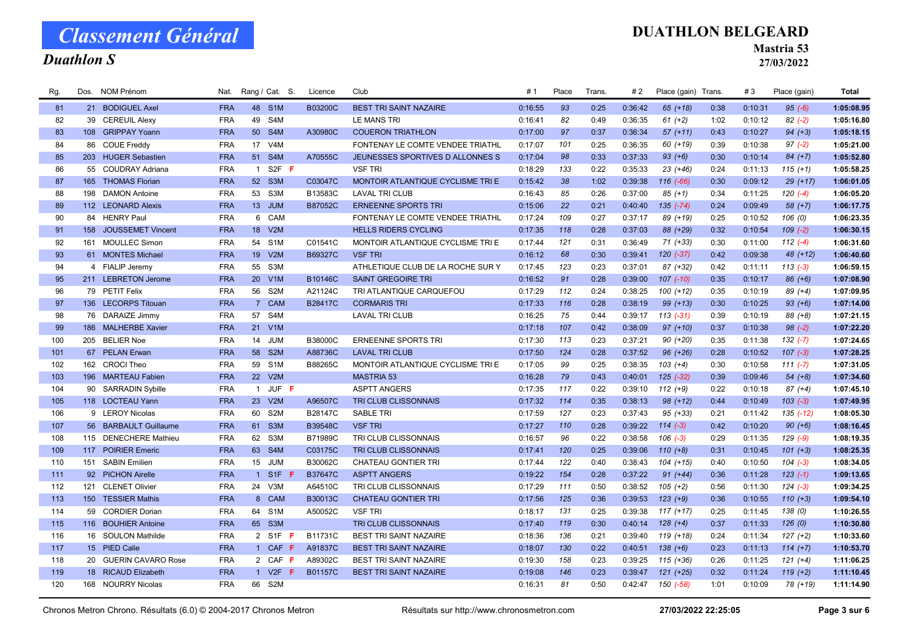# Classement Général

## Duathlon S

**DUATHLON BELGEARD**
**Mastria 53**
**27/03/2022**

| Rg. | Dos. | NOM Prénom | Nat. | Rang / Cat. | S. | Licence | Club | # 1 | Place | Trans. | # 2 | Place (gain) | Trans. | # 3 | Place (gain) | Total |
|---|---|---|---|---|---|---|---|---|---|---|---|---|---|---|---|---|
| 81 | 21 | BODIGUEL Axel | FRA | 48 S1M | | B03200C | BEST TRI SAINT NAZAIRE | 0:16:55 | 93 | 0:25 | 0:36:42 | 65 (+18) | 0:38 | 0:10:31 | 95 (-6) | 1:05:08.95 |
| 82 | 39 | CEREUIL Alexy | FRA | 49 S4M | | | LE MANS TRI | 0:16:41 | 82 | 0:49 | 0:36:35 | 61 (+2) | 1:02 | 0:10:12 | 82 (-2) | 1:05:16.80 |
| 83 | 108 | GRIPPAY Yoann | FRA | 50 S4M | | A30980C | COUERON TRIATHLON | 0:17:00 | 97 | 0:37 | 0:36:34 | 57 (+11) | 0:43 | 0:10:27 | 94 (+3) | 1:05:18.15 |
| 84 | 86 | COUE Freddy | FRA | 17 V4M | | | FONTENAY LE COMTE VENDEE TRIATHL | 0:17:07 | 101 | 0:25 | 0:36:35 | 60 (+19) | 0:39 | 0:10:38 | 97 (-2) | 1:05:21.00 |
| 85 | 203 | HUGER Sebastien | FRA | 51 S4M | | A70555C | JEUNESSES SPORTIVES D ALLONNES S | 0:17:04 | 98 | 0:33 | 0:37:33 | 93 (+6) | 0:30 | 0:10:14 | 84 (+7) | 1:05:52.80 |
| 86 | 55 | COUDRAY Adriana | FRA | 1 S2F | F | | VSF TRI | 0:18:29 | 133 | 0:22 | 0:35:33 | 23 (+46) | 0:24 | 0:11:13 | 115 (+1) | 1:05:58.25 |
| 87 | 165 | THOMAS Florian | FRA | 52 S3M | | C03047C | MONTOIR ATLANTIQUE CYCLISME TRI E | 0:15:42 | 38 | 1:02 | 0:39:38 | 116 (-66) | 0:30 | 0:09:12 | 29 (+17) | 1:06:01.05 |
| 88 | 198 | DAMON Antoine | FRA | 53 S3M | | B13583C | LAVAL TRI CLUB | 0:16:43 | 85 | 0:26 | 0:37:00 | 85 (+1) | 0:34 | 0:11:25 | 120 (-4) | 1:06:05.20 |
| 89 | 112 | LEONARD Alexis | FRA | 13 JUM | | B87052C | ERNEENNE SPORTS TRI | 0:15:06 | 22 | 0:21 | 0:40:40 | 135 (-74) | 0:24 | 0:09:49 | 58 (+7) | 1:06:17.75 |
| 90 | 84 | HENRY Paul | FRA | 6 CAM | | | FONTENAY LE COMTE VENDEE TRIATHL | 0:17:24 | 109 | 0:27 | 0:37:17 | 89 (+19) | 0:25 | 0:10:52 | 106 (0) | 1:06:23.35 |
| 91 | 158 | JOUSSEMET Vincent | FRA | 18 V2M | | | HELLS RIDERS CYCLING | 0:17:35 | 118 | 0:28 | 0:37:03 | 88 (+29) | 0:32 | 0:10:54 | 109 (-2) | 1:06:30.15 |
| 92 | 161 | MOULLEC Simon | FRA | 54 S1M | | C01541C | MONTOIR ATLANTIQUE CYCLISME TRI E | 0:17:44 | 121 | 0:31 | 0:36:49 | 71 (+33) | 0:30 | 0:11:00 | 112 (-4) | 1:06:31.60 |
| 93 | 61 | MONTES Michael | FRA | 19 V2M | | B69327C | VSF TRI | 0:16:12 | 68 | 0:30 | 0:39:41 | 120 (-37) | 0:42 | 0:09:38 | 48 (+12) | 1:06:40.60 |
| 94 | 4 | FIALIP Jeremy | FRA | 55 S3M | | | ATHLETIQUE CLUB DE LA ROCHE SUR Y | 0:17:45 | 123 | 0:23 | 0:37:01 | 87 (+32) | 0:42 | 0:11:11 | 113 (-3) | 1:06:59.15 |
| 95 | 211 | LEBRETON Jerome | FRA | 20 V1M | | B10146C | SAINT GREGOIRE TRI | 0:16:52 | 91 | 0:28 | 0:39:00 | 107 (-10) | 0:35 | 0:10:17 | 86 (+6) | 1:07:08.90 |
| 96 | 79 | PETIT Felix | FRA | 56 S2M | | A21124C | TRI ATLANTIQUE CARQUEFOU | 0:17:29 | 112 | 0:24 | 0:38:25 | 100 (+12) | 0:35 | 0:10:19 | 89 (+4) | 1:07:09.95 |
| 97 | 136 | LECORPS Titouan | FRA | 7 CAM | | B28417C | CORMARIS TRI | 0:17:33 | 116 | 0:28 | 0:38:19 | 99 (+13) | 0:30 | 0:10:25 | 93 (+6) | 1:07:14.00 |
| 98 | 76 | DARAIZE Jimmy | FRA | 57 S4M | | | LAVAL TRI CLUB | 0:16:25 | 75 | 0:44 | 0:39:17 | 113 (-31) | 0:39 | 0:10:19 | 88 (+8) | 1:07:21.15 |
| 99 | 186 | MALHERBE Xavier | FRA | 21 V1M | | | | 0:17:18 | 107 | 0:42 | 0:38:09 | 97 (+10) | 0:37 | 0:10:38 | 98 (-2) | 1:07:22.20 |
| 100 | 205 | BELIER Noe | FRA | 14 JUM | | B38000C | ERNEENNE SPORTS TRI | 0:17:30 | 113 | 0:23 | 0:37:21 | 90 (+20) | 0:35 | 0:11:38 | 132 (-7) | 1:07:24.65 |
| 101 | 67 | PELAN Erwan | FRA | 58 S2M | | A88736C | LAVAL TRI CLUB | 0:17:50 | 124 | 0:28 | 0:37:52 | 96 (+26) | 0:28 | 0:10:52 | 107 (-3) | 1:07:28.25 |
| 102 | 162 | CROCI Theo | FRA | 59 S1M | | B88265C | MONTOIR ATLANTIQUE CYCLISME TRI E | 0:17:05 | 99 | 0:25 | 0:38:35 | 103 (+4) | 0:30 | 0:10:58 | 111 (-7) | 1:07:31.05 |
| 103 | 196 | MARTEAU Fabien | FRA | 22 V2M | | | MASTRIA 53 | 0:16:28 | 79 | 0:43 | 0:40:01 | 125 (-32) | 0:39 | 0:09:46 | 54 (+8) | 1:07:34.60 |
| 104 | 90 | SARRADIN Sybille | FRA | 1 JUF | F | | ASPTT ANGERS | 0:17:35 | 117 | 0:22 | 0:39:10 | 112 (+9) | 0:22 | 0:10:18 | 87 (+4) | 1:07:45.10 |
| 105 | 118 | LOCTEAU Yann | FRA | 23 V2M | | A96507C | TRI CLUB CLISSONNAIS | 0:17:32 | 114 | 0:35 | 0:38:13 | 98 (+12) | 0:44 | 0:10:49 | 103 (-3) | 1:07:49.95 |
| 106 | 9 | LEROY Nicolas | FRA | 60 S2M | | B28147C | SABLE TRI | 0:17:59 | 127 | 0:23 | 0:37:43 | 95 (+33) | 0:21 | 0:11:42 | 135 (-12) | 1:08:05.30 |
| 107 | 56 | BARBAULT Guillaume | FRA | 61 S3M | | B39548C | VSF TRI | 0:17:27 | 110 | 0:28 | 0:39:22 | 114 (-3) | 0:42 | 0:10:20 | 90 (+6) | 1:08:16.45 |
| 108 | 115 | DENECHERE Mathieu | FRA | 62 S3M | | B71989C | TRI CLUB CLISSONNAIS | 0:16:57 | 96 | 0:22 | 0:38:58 | 106 (-3) | 0:29 | 0:11:35 | 129 (-9) | 1:08:19.35 |
| 109 | 117 | POIRIER Emeric | FRA | 63 S4M | | C03175C | TRI CLUB CLISSONNAIS | 0:17:41 | 120 | 0:25 | 0:39:06 | 110 (+8) | 0:31 | 0:10:45 | 101 (+3) | 1:08:25.35 |
| 110 | 151 | SABIN Emilien | FRA | 15 JUM | | B30062C | CHATEAU GONTIER TRI | 0:17:44 | 122 | 0:40 | 0:38:43 | 104 (+15) | 0:40 | 0:10:50 | 104 (-3) | 1:08:34.05 |
| 111 | 92 | PICHON Airelle | FRA | 1 S1F | F | B37647C | ASPTT ANGERS | 0:19:22 | 154 | 0:28 | 0:37:22 | 91 (+44) | 0:36 | 0:11:28 | 123 (-1) | 1:09:13.65 |
| 112 | 121 | CLENET Olivier | FRA | 24 V3M | | A64510C | TRI CLUB CLISSONNAIS | 0:17:29 | 111 | 0:50 | 0:38:52 | 105 (+2) | 0:56 | 0:11:30 | 124 (-3) | 1:09:34.25 |
| 113 | 150 | TESSIER Mathis | FRA | 8 CAM | | B30013C | CHATEAU GONTIER TRI | 0:17:56 | 125 | 0:36 | 0:39:53 | 123 (+9) | 0:36 | 0:10:55 | 110 (+3) | 1:09:54.10 |
| 114 | 59 | CORDIER Dorian | FRA | 64 S1M | | A50052C | VSF TRI | 0:18:17 | 131 | 0:25 | 0:39:38 | 117 (+17) | 0:25 | 0:11:45 | 138 (0) | 1:10:26.55 |
| 115 | 116 | BOUHIER Antoine | FRA | 65 S3M | | | TRI CLUB CLISSONNAIS | 0:17:40 | 119 | 0:30 | 0:40:14 | 128 (+4) | 0:37 | 0:11:33 | 126 (0) | 1:10:30.80 |
| 116 | 16 | SOULON Mathilde | FRA | 2 S1F | F | B11731C | BEST TRI SAINT NAZAIRE | 0:18:36 | 136 | 0:21 | 0:39:40 | 119 (+18) | 0:24 | 0:11:34 | 127 (+2) | 1:10:33.60 |
| 117 | 15 | PIED Calie | FRA | 1 CAF | F | A91837C | BEST TRI SAINT NAZAIRE | 0:18:07 | 130 | 0:22 | 0:40:51 | 138 (+6) | 0:23 | 0:11:13 | 114 (+7) | 1:10:53.70 |
| 118 | 20 | GUERIN CAVARO Rose | FRA | 2 CAF | F | A89302C | BEST TRI SAINT NAZAIRE | 0:19:30 | 158 | 0:23 | 0:39:25 | 115 (+36) | 0:26 | 0:11:25 | 121 (+4) | 1:11:06.25 |
| 119 | 18 | RICAUD Elizabeth | FRA | 1 V2F | F | B01157C | BEST TRI SAINT NAZAIRE | 0:19:08 | 146 | 0:23 | 0:39:47 | 121 (+25) | 0:32 | 0:11:24 | 119 (+2) | 1:11:10.45 |
| 120 | 168 | NOURRY Nicolas | FRA | 66 S2M | | | | 0:16:31 | 81 | 0:50 | 0:42:47 | 150 (-58) | 1:01 | 0:10:09 | 78 (+19) | 1:11:14.90 |

Chronos Metron Chrono. Résultats (6.0) © 2004-2017 Chronos Metron — Résultats sur http://www.chronosmetron.com — 27/03/2022 22:25:05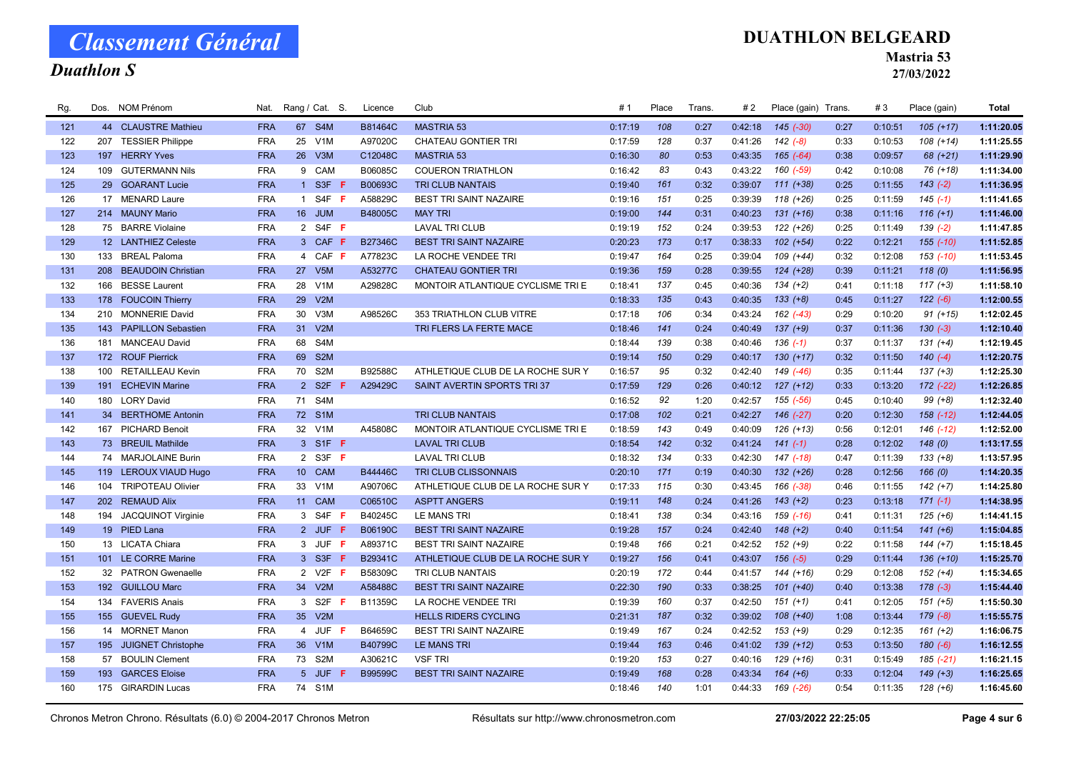# Classement Général

## Duathlon S

**DUATHLON BELGEARD**
**Mastria 53**
**27/03/2022**

| Rg. | Dos. | NOM Prénom | Nat. | Rang / Cat. | S. | Licence | Club | # 1 | Place | Trans. | # 2 | Place (gain) | Trans. | # 3 | Place (gain) | Total |
|---|---|---|---|---|---|---|---|---|---|---|---|---|---|---|---|---|
| 121 | 44 | CLAUSTRE Mathieu | FRA | 67 S4M | | B81464C | MASTRIA 53 | 0:17:19 | 108 | 0:27 | 0:42:18 | 145 (-30) | 0:27 | 0:10:51 | 105 (+17) | 1:11:20.05 |
| 122 | 207 | TESSIER Philippe | FRA | 25 V1M | | A97020C | CHATEAU GONTIER TRI | 0:17:59 | 128 | 0:37 | 0:41:26 | 142 (-8) | 0:33 | 0:10:53 | 108 (+14) | 1:11:25.55 |
| 123 | 197 | HERRY Yves | FRA | 26 V3M | | C12048C | MASTRIA 53 | 0:16:30 | 80 | 0:53 | 0:43:35 | 165 (-64) | 0:38 | 0:09:57 | 68 (+21) | 1:11:29.90 |
| 124 | 109 | GUTERMANN Nils | FRA | 9 CAM | | B06085C | COUERON TRIATHLON | 0:16:42 | 83 | 0:43 | 0:43:22 | 160 (-59) | 0:42 | 0:10:08 | 76 (+18) | 1:11:34.00 |
| 125 | 29 | GOARANT Lucie | FRA | 1 S3F | F | B00693C | TRI CLUB NANTAIS | 0:19:40 | 161 | 0:32 | 0:39:07 | 111 (+38) | 0:25 | 0:11:55 | 143 (-2) | 1:11:36.95 |
| 126 | 17 | MENARD Laure | FRA | 1 S4F | F | A58829C | BEST TRI SAINT NAZAIRE | 0:19:16 | 151 | 0:25 | 0:39:39 | 118 (+26) | 0:25 | 0:11:59 | 145 (-1) | 1:11:41.65 |
| 127 | 214 | MAUNY Mario | FRA | 16 JUM | | B48005C | MAY TRI | 0:19:00 | 144 | 0:31 | 0:40:23 | 131 (+16) | 0:38 | 0:11:16 | 116 (+1) | 1:11:46.00 |
| 128 | 75 | BARRE Violaine | FRA | 2 S4F | F | | LAVAL TRI CLUB | 0:19:19 | 152 | 0:24 | 0:39:53 | 122 (+26) | 0:25 | 0:11:49 | 139 (-2) | 1:11:47.85 |
| 129 | 12 | LANTHIEZ Celeste | FRA | 3 CAF | F | B27346C | BEST TRI SAINT NAZAIRE | 0:20:23 | 173 | 0:17 | 0:38:33 | 102 (+54) | 0:22 | 0:12:21 | 155 (-10) | 1:11:52.85 |
| 130 | 133 | BREAL Paloma | FRA | 4 CAF | F | A77823C | LA ROCHE VENDEE TRI | 0:19:47 | 164 | 0:25 | 0:39:04 | 109 (+44) | 0:32 | 0:12:08 | 153 (-10) | 1:11:53.45 |
| 131 | 208 | BEAUDOIN Christian | FRA | 27 V5M | | A53277C | CHATEAU GONTIER TRI | 0:19:36 | 159 | 0:28 | 0:39:55 | 124 (+28) | 0:39 | 0:11:21 | 118 (0) | 1:11:56.95 |
| 132 | 166 | BESSE Laurent | FRA | 28 V1M | | A29828C | MONTOIR ATLANTIQUE CYCLISME TRI E | 0:18:41 | 137 | 0:45 | 0:40:36 | 134 (+2) | 0:41 | 0:11:18 | 117 (+3) | 1:11:58.10 |
| 133 | 178 | FOUCOIN Thierry | FRA | 29 V2M | | | | 0:18:33 | 135 | 0:43 | 0:40:35 | 133 (+8) | 0:45 | 0:11:27 | 122 (-6) | 1:12:00.55 |
| 134 | 210 | MONNERIE David | FRA | 30 V3M | | A98526C | 353 TRIATHLON CLUB VITRE | 0:17:18 | 106 | 0:34 | 0:43:24 | 162 (-43) | 0:29 | 0:10:20 | 91 (+15) | 1:12:02.45 |
| 135 | 143 | PAPILLON Sebastien | FRA | 31 V2M | | | TRI FLERS LA FERTE MACE | 0:18:46 | 141 | 0:24 | 0:40:49 | 137 (+9) | 0:37 | 0:11:36 | 130 (-3) | 1:12:10.40 |
| 136 | 181 | MANCEAU David | FRA | 68 S4M | | | | 0:18:44 | 139 | 0:38 | 0:40:46 | 136 (-1) | 0:37 | 0:11:37 | 131 (+4) | 1:12:19.45 |
| 137 | 172 | ROUF Pierrick | FRA | 69 S2M | | | | 0:19:14 | 150 | 0:29 | 0:40:17 | 130 (+17) | 0:32 | 0:11:50 | 140 (-4) | 1:12:20.75 |
| 138 | 100 | RETAILLEAU Kevin | FRA | 70 S2M | | B92588C | ATHLETIQUE CLUB DE LA ROCHE SUR Y | 0:16:57 | 95 | 0:32 | 0:42:40 | 149 (-46) | 0:35 | 0:11:44 | 137 (+3) | 1:12:25.30 |
| 139 | 191 | ECHEVIN Marine | FRA | 2 S2F | F | A29429C | SAINT AVERTIN SPORTS TRI 37 | 0:17:59 | 129 | 0:26 | 0:40:12 | 127 (+12) | 0:33 | 0:13:20 | 172 (-22) | 1:12:26.85 |
| 140 | 180 | LORY David | FRA | 71 S4M | | | | 0:16:52 | 92 | 1:20 | 0:42:57 | 155 (-56) | 0:45 | 0:10:40 | 99 (+8) | 1:12:32.40 |
| 141 | 34 | BERTHOME Antonin | FRA | 72 S1M | | | TRI CLUB NANTAIS | 0:17:08 | 102 | 0:21 | 0:42:27 | 146 (-27) | 0:20 | 0:12:30 | 158 (-12) | 1:12:44.05 |
| 142 | 167 | PICHARD Benoit | FRA | 32 V1M | | A45808C | MONTOIR ATLANTIQUE CYCLISME TRI E | 0:18:59 | 143 | 0:49 | 0:40:09 | 126 (+13) | 0:56 | 0:12:01 | 146 (-12) | 1:12:52.00 |
| 143 | 73 | BREUIL Mathilde | FRA | 3 S1F | F | | LAVAL TRI CLUB | 0:18:54 | 142 | 0:32 | 0:41:24 | 141 (-1) | 0:28 | 0:12:02 | 148 (0) | 1:13:17.55 |
| 144 | 74 | MARJOLAINE Burin | FRA | 2 S3F | F | | LAVAL TRI CLUB | 0:18:32 | 134 | 0:33 | 0:42:30 | 147 (-18) | 0:47 | 0:11:39 | 133 (+8) | 1:13:57.95 |
| 145 | 119 | LEROUX VIAUD Hugo | FRA | 10 CAM | | B44446C | TRI CLUB CLISSONNAIS | 0:20:10 | 171 | 0:19 | 0:40:30 | 132 (+26) | 0:28 | 0:12:56 | 166 (0) | 1:14:20.35 |
| 146 | 104 | TRIPOTEAU Olivier | FRA | 33 V1M | | A90706C | ATHLETIQUE CLUB DE LA ROCHE SUR Y | 0:17:33 | 115 | 0:30 | 0:43:45 | 166 (-38) | 0:46 | 0:11:55 | 142 (+7) | 1:14:25.80 |
| 147 | 202 | REMAUD Alix | FRA | 11 CAM | | C06510C | ASPTT ANGERS | 0:19:11 | 148 | 0:24 | 0:41:26 | 143 (+2) | 0:23 | 0:13:18 | 171 (-1) | 1:14:38.95 |
| 148 | 194 | JACQUINOT Virginie | FRA | 3 S4F | F | B40245C | LE MANS TRI | 0:18:41 | 138 | 0:34 | 0:43:16 | 159 (-16) | 0:41 | 0:11:31 | 125 (+6) | 1:14:41.15 |
| 149 | 19 | PIED Lana | FRA | 2 JUF | F | B06190C | BEST TRI SAINT NAZAIRE | 0:19:28 | 157 | 0:24 | 0:42:40 | 148 (+2) | 0:40 | 0:11:54 | 141 (+6) | 1:15:04.85 |
| 150 | 13 | LICATA Chiara | FRA | 3 JUF | F | A89371C | BEST TRI SAINT NAZAIRE | 0:19:48 | 166 | 0:21 | 0:42:52 | 152 (+9) | 0:22 | 0:11:58 | 144 (+7) | 1:15:18.45 |
| 151 | 101 | LE CORRE Marine | FRA | 3 S3F | F | B29341C | ATHLETIQUE CLUB DE LA ROCHE SUR Y | 0:19:27 | 156 | 0:41 | 0:43:07 | 156 (-5) | 0:29 | 0:11:44 | 136 (+10) | 1:15:25.70 |
| 152 | 32 | PATRON Gwenaelle | FRA | 2 V2F | F | B58309C | TRI CLUB NANTAIS | 0:20:19 | 172 | 0:44 | 0:41:57 | 144 (+16) | 0:29 | 0:12:08 | 152 (+4) | 1:15:34.65 |
| 153 | 192 | GUILLOU Marc | FRA | 34 V2M | | A58488C | BEST TRI SAINT NAZAIRE | 0:22:30 | 190 | 0:33 | 0:38:25 | 101 (+40) | 0:40 | 0:13:38 | 178 (-3) | 1:15:44.40 |
| 154 | 134 | FAVERIS Anais | FRA | 3 S2F | F | B11359C | LA ROCHE VENDEE TRI | 0:19:39 | 160 | 0:37 | 0:42:50 | 151 (+1) | 0:41 | 0:12:05 | 151 (+5) | 1:15:50.30 |
| 155 | 155 | GUEVEL Rudy | FRA | 35 V2M | | | HELLS RIDERS CYCLING | 0:21:31 | 187 | 0:32 | 0:39:02 | 108 (+40) | 1:08 | 0:13:44 | 179 (-8) | 1:15:55.75 |
| 156 | 14 | MORNET Manon | FRA | 4 JUF | F | B64659C | BEST TRI SAINT NAZAIRE | 0:19:49 | 167 | 0:24 | 0:42:52 | 153 (+9) | 0:29 | 0:12:35 | 161 (+2) | 1:16:06.75 |
| 157 | 195 | JUIGNET Christophe | FRA | 36 V1M | | B40799C | LE MANS TRI | 0:19:44 | 163 | 0:46 | 0:41:02 | 139 (+12) | 0:53 | 0:13:50 | 180 (-6) | 1:16:12.55 |
| 158 | 57 | BOULIN Clement | FRA | 73 S2M | | A30621C | VSF TRI | 0:19:20 | 153 | 0:27 | 0:40:16 | 129 (+16) | 0:31 | 0:15:49 | 185 (-21) | 1:16:21.15 |
| 159 | 193 | GARCES Eloise | FRA | 5 JUF | F | B99599C | BEST TRI SAINT NAZAIRE | 0:19:49 | 168 | 0:28 | 0:43:34 | 164 (+6) | 0:33 | 0:12:04 | 149 (+3) | 1:16:25.65 |
| 160 | 175 | GIRARDIN Lucas | FRA | 74 S1M | | | | 0:18:46 | 140 | 1:01 | 0:44:33 | 169 (-26) | 0:54 | 0:11:35 | 128 (+6) | 1:16:45.60 |

Chronos Metron Chrono. Résultats (6.0) © 2004-2017 Chronos Metron — Résultats sur http://www.chronosmetron.com — 27/03/2022 22:25:05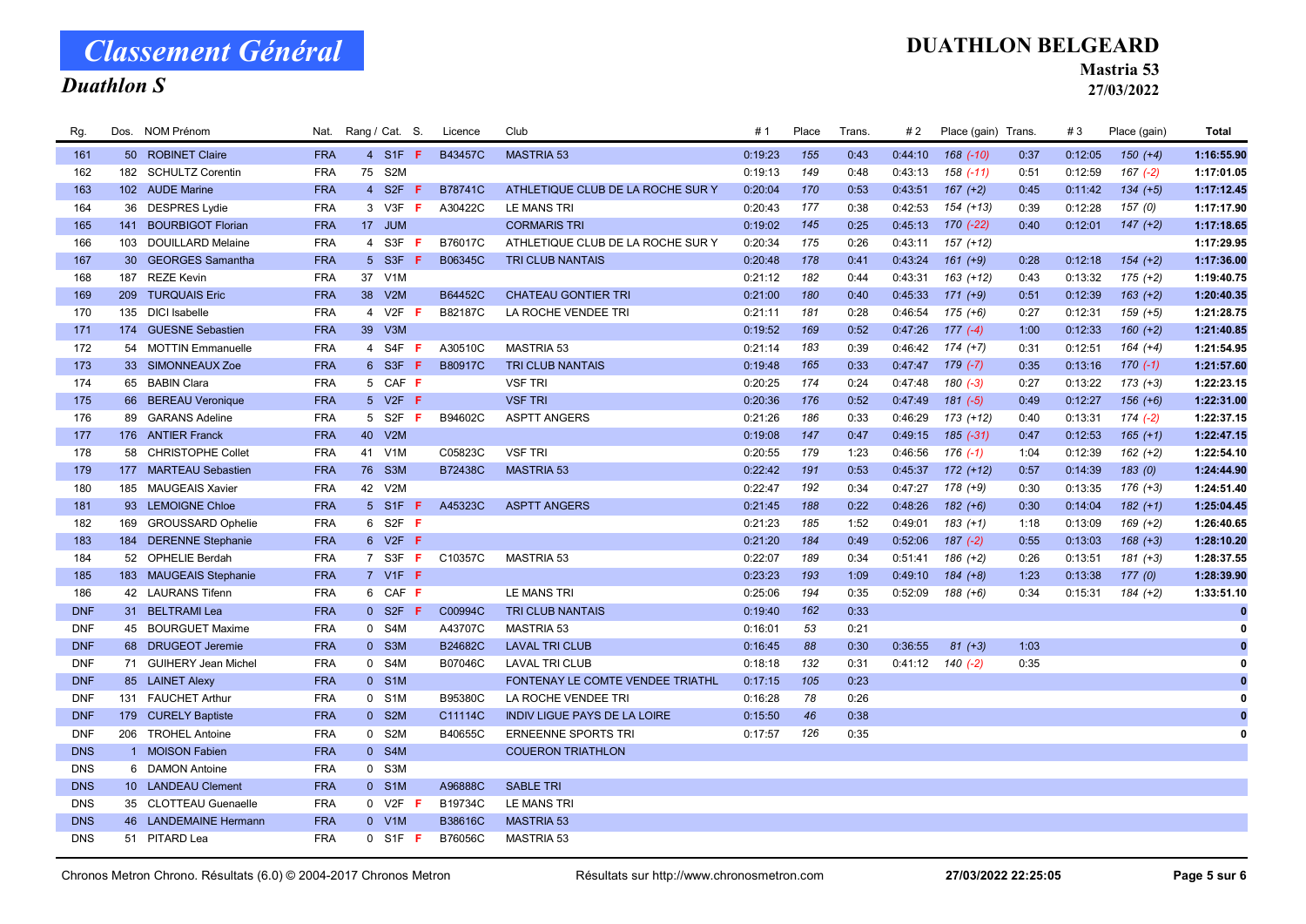# Classement Général

## Duathlon S

# DUATHLON BELGEARD

**Mastria 53**

**27/03/2022**

| Rg. | Dos. | NOM Prénom | Nat. | Rang / Cat. | S. | Licence | Club | # 1 | Place | Trans. | # 2 | Place (gain) | Trans. | # 3 | Place (gain) | Total |
|---|---|---|---|---|---|---|---|---|---|---|---|---|---|---|---|---|
| 161 | 50 | ROBINET Claire | FRA | 4 S1F | F | B43457C | MASTRIA 53 | 0:19:23 | 155 | 0:43 | 0:44:10 | 168 (-10) | 0:37 | 0:12:05 | 150 (+4) | 1:16:55.90 |
| 162 | 182 | SCHULTZ Corentin | FRA | 75 S2M | | | | 0:19:13 | 149 | 0:48 | 0:43:13 | 158 (-11) | 0:51 | 0:12:59 | 167 (-2) | 1:17:01.05 |
| 163 | 102 | AUDE Marine | FRA | 4 S2F | F | B78741C | ATHLETIQUE CLUB DE LA ROCHE SUR Y | 0:20:04 | 170 | 0:53 | 0:43:51 | 167 (+2) | 0:45 | 0:11:42 | 134 (+5) | 1:17:12.45 |
| 164 | 36 | DESPRES Lydie | FRA | 3 V3F | F | A30422C | LE MANS TRI | 0:20:43 | 177 | 0:38 | 0:42:53 | 154 (+13) | 0:39 | 0:12:28 | 157 (0) | 1:17:17.90 |
| 165 | 141 | BOURBIGOT Florian | FRA | 17 JUM | | | CORMARIS TRI | 0:19:02 | 145 | 0:25 | 0:45:13 | 170 (-22) | 0:40 | 0:12:01 | 147 (+2) | 1:17:18.65 |
| 166 | 103 | DOUILLARD Melaine | FRA | 4 S3F | F | B76017C | ATHLETIQUE CLUB DE LA ROCHE SUR Y | 0:20:34 | 175 | 0:26 | 0:43:11 | 157 (+12) | | | | 1:17:29.95 |
| 167 | 30 | GEORGES Samantha | FRA | 5 S3F | F | B06345C | TRI CLUB NANTAIS | 0:20:48 | 178 | 0:41 | 0:43:24 | 161 (+9) | 0:28 | 0:12:18 | 154 (+2) | 1:17:36.00 |
| 168 | 187 | REZE Kevin | FRA | 37 V1M | | | | 0:21:12 | 182 | 0:44 | 0:43:31 | 163 (+12) | 0:43 | 0:13:32 | 175 (+2) | 1:19:40.75 |
| 169 | 209 | TURQUAIS Eric | FRA | 38 V2M | | B64452C | CHATEAU GONTIER TRI | 0:21:00 | 180 | 0:40 | 0:45:33 | 171 (+9) | 0:51 | 0:12:39 | 163 (+2) | 1:20:40.35 |
| 170 | 135 | DICI Isabelle | FRA | 4 V2F | F | B82187C | LA ROCHE VENDEE TRI | 0:21:11 | 181 | 0:28 | 0:46:54 | 175 (+6) | 0:27 | 0:12:31 | 159 (+5) | 1:21:28.75 |
| 171 | 174 | GUESNE Sebastien | FRA | 39 V3M | | | | 0:19:52 | 169 | 0:52 | 0:47:26 | 177 (-4) | 1:00 | 0:12:33 | 160 (+2) | 1:21:40.85 |
| 172 | 54 | MOTTIN Emmanuelle | FRA | 4 S4F | F | A30510C | MASTRIA 53 | 0:21:14 | 183 | 0:39 | 0:46:42 | 174 (+7) | 0:31 | 0:12:51 | 164 (+4) | 1:21:54.95 |
| 173 | 33 | SIMONNEAUX Zoe | FRA | 6 S3F | F | B80917C | TRI CLUB NANTAIS | 0:19:48 | 165 | 0:33 | 0:47:47 | 179 (-7) | 0:35 | 0:13:16 | 170 (-1) | 1:21:57.60 |
| 174 | 65 | BABIN Clara | FRA | 5 CAF | F | | VSF TRI | 0:20:25 | 174 | 0:24 | 0:47:48 | 180 (-3) | 0:27 | 0:13:22 | 173 (+3) | 1:22:23.15 |
| 175 | 66 | BEREAU Veronique | FRA | 5 V2F | F | | VSF TRI | 0:20:36 | 176 | 0:52 | 0:47:49 | 181 (-5) | 0:49 | 0:12:27 | 156 (+6) | 1:22:31.00 |
| 176 | 89 | GARANS Adeline | FRA | 5 S2F | F | B94602C | ASPTT ANGERS | 0:21:26 | 186 | 0:33 | 0:46:29 | 173 (+12) | 0:40 | 0:13:31 | 174 (-2) | 1:22:37.15 |
| 177 | 176 | ANTIER Franck | FRA | 40 V2M | | | | 0:19:08 | 147 | 0:47 | 0:49:15 | 185 (-31) | 0:47 | 0:12:53 | 165 (+1) | 1:22:47.15 |
| 178 | 58 | CHRISTOPHE Collet | FRA | 41 V1M | | C05823C | VSF TRI | 0:20:55 | 179 | 1:23 | 0:46:56 | 176 (-1) | 1:04 | 0:12:39 | 162 (+2) | 1:22:54.10 |
| 179 | 177 | MARTEAU Sebastien | FRA | 76 S3M | | B72438C | MASTRIA 53 | 0:22:42 | 191 | 0:53 | 0:45:37 | 172 (+12) | 0:57 | 0:14:39 | 183 (0) | 1:24:44.90 |
| 180 | 185 | MAUGEAIS Xavier | FRA | 42 V2M | | | | 0:22:47 | 192 | 0:34 | 0:47:27 | 178 (+9) | 0:30 | 0:13:35 | 176 (+3) | 1:24:51.40 |
| 181 | 93 | LEMOIGNE Chloe | FRA | 5 S1F | F | A45323C | ASPTT ANGERS | 0:21:45 | 188 | 0:22 | 0:48:26 | 182 (+6) | 0:30 | 0:14:04 | 182 (+1) | 1:25:04.45 |
| 182 | 169 | GROUSSARD Ophelie | FRA | 6 S2F | F | | | 0:21:23 | 185 | 1:52 | 0:49:01 | 183 (+1) | 1:18 | 0:13:09 | 169 (+2) | 1:26:40.65 |
| 183 | 184 | DERENNE Stephanie | FRA | 6 V2F | F | | | 0:21:20 | 184 | 0:49 | 0:52:06 | 187 (-2) | 0:55 | 0:13:03 | 168 (+3) | 1:28:10.20 |
| 184 | 52 | OPHELIE Berdah | FRA | 7 S3F | F | C10357C | MASTRIA 53 | 0:22:07 | 189 | 0:34 | 0:51:41 | 186 (+2) | 0:26 | 0:13:51 | 181 (+3) | 1:28:37.55 |
| 185 | 183 | MAUGEAIS Stephanie | FRA | 7 V1F | F | | | 0:23:23 | 193 | 1:09 | 0:49:10 | 184 (+8) | 1:23 | 0:13:38 | 177 (0) | 1:28:39.90 |
| 186 | 42 | LAURANS Tifenn | FRA | 6 CAF | F | | LE MANS TRI | 0:25:06 | 194 | 0:35 | 0:52:09 | 188 (+6) | 0:34 | 0:15:31 | 184 (+2) | 1:33:51.10 |
| DNF | 31 | BELTRAMI Lea | FRA | 0 S2F | F | C00994C | TRI CLUB NANTAIS | 0:19:40 | 162 | 0:33 | | | | | | 0 |
| DNF | 45 | BOURGUET Maxime | FRA | 0 S4M | | A43707C | MASTRIA 53 | 0:16:01 | 53 | 0:21 | | | | | | 0 |
| DNF | 68 | DRUGEOT Jeremie | FRA | 0 S3M | | B24682C | LAVAL TRI CLUB | 0:16:45 | 88 | 0:30 | 0:36:55 | 81 (+3) | 1:03 | | | 0 |
| DNF | 71 | GUIHERY Jean Michel | FRA | 0 S4M | | B07046C | LAVAL TRI CLUB | 0:18:18 | 132 | 0:31 | 0:41:12 | 140 (-2) | 0:35 | | | 0 |
| DNF | 85 | LAINET Alexy | FRA | 0 S1M | | | FONTENAY LE COMTE VENDEE TRIATHL | 0:17:15 | 105 | 0:23 | | | | | | 0 |
| DNF | 131 | FAUCHET Arthur | FRA | 0 S1M | | B95380C | LA ROCHE VENDEE TRI | 0:16:28 | 78 | 0:26 | | | | | | 0 |
| DNF | 179 | CURELY Baptiste | FRA | 0 S2M | | C11114C | INDIV LIGUE PAYS DE LA LOIRE | 0:15:50 | 46 | 0:38 | | | | | | 0 |
| DNF | 206 | TROHEL Antoine | FRA | 0 S2M | | B40655C | ERNEENNE SPORTS TRI | 0:17:57 | 126 | 0:35 | | | | | | 0 |
| DNS | 1 | MOISON Fabien | FRA | 0 S4M | | | COUERON TRIATHLON | | | | | | | | | |
| DNS | 6 | DAMON Antoine | FRA | 0 S3M | | | | | | | | | | | | |
| DNS | 10 | LANDEAU Clement | FRA | 0 S1M | | A96888C | SABLE TRI | | | | | | | | | |
| DNS | 35 | CLOTTEAU Guenaelle | FRA | 0 V2F | F | B19734C | LE MANS TRI | | | | | | | | | |
| DNS | 46 | LANDEMAINE Hermann | FRA | 0 V1M | | B38616C | MASTRIA 53 | | | | | | | | | |
| DNS | 51 | PITARD Lea | FRA | 0 S1F | F | B76056C | MASTRIA 53 | | | | | | | | | |

Chronos Metron Chrono. Résultats (6.0) © 2004-2017 Chronos Metron — Résultats sur http://www.chronosmetron.com — 27/03/2022 22:25:05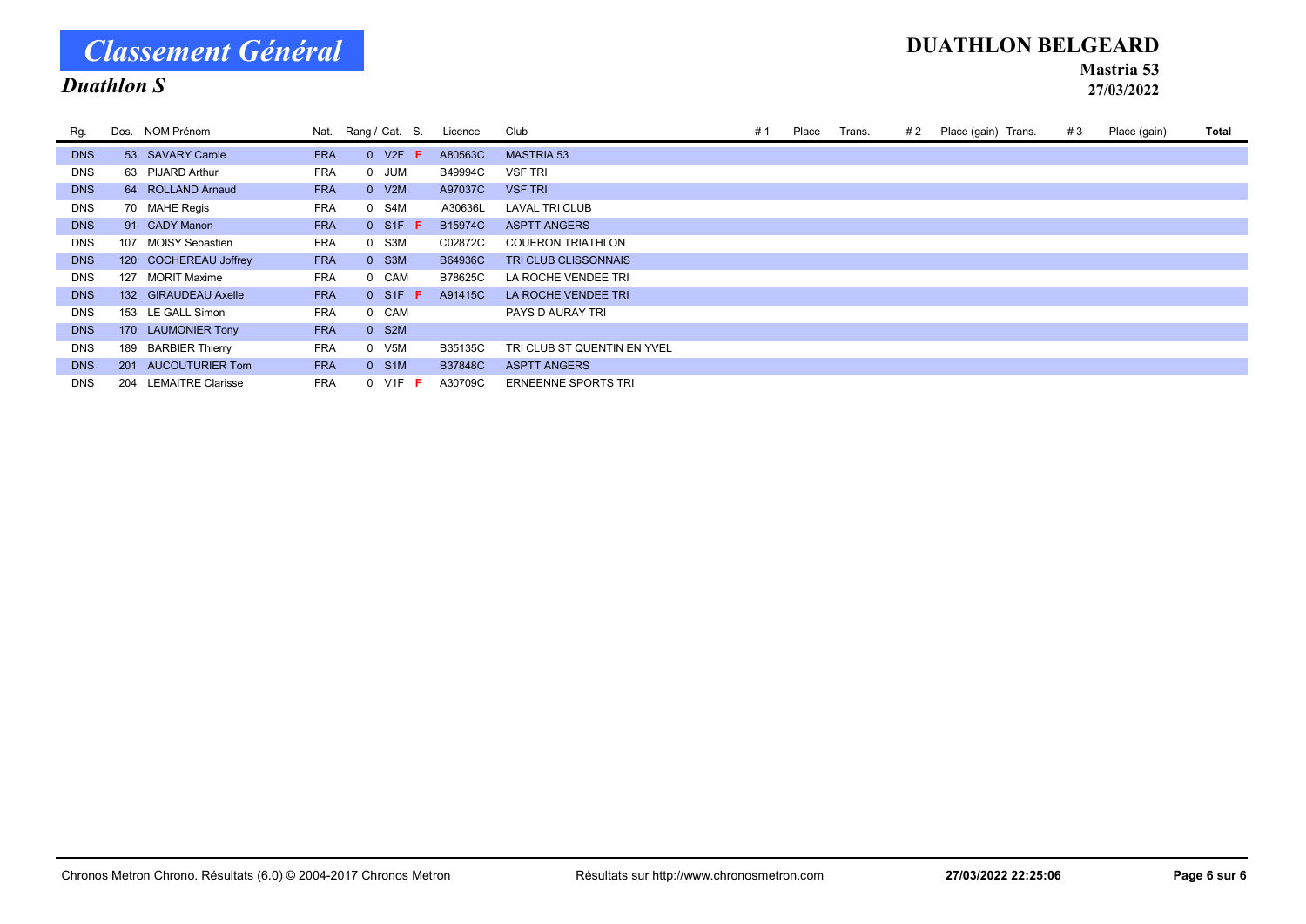# Classement Général

## Duathlon S

# DUATHLON BELGEARD

**Mastria 53**

**27/03/2022**

| Rg. | Dos. | NOM Prénom | Nat. | Rang / Cat. | S. | Licence | Club | # 1 | Place | Trans. | # 2 | Place (gain) | Trans. | # 3 | Place (gain) | Total |
|---|---|---|---|---|---|---|---|---|---|---|---|---|---|---|---|---|
| DNS | 53 | SAVARY Carole | FRA | 0 V2F | F | A80563C | MASTRIA 53 | | | | | | | | | |
| DNS | 63 | PIJARD Arthur | FRA | 0 JUM | | B49994C | VSF TRI | | | | | | | | | |
| DNS | 64 | ROLLAND Arnaud | FRA | 0 V2M | | A97037C | VSF TRI | | | | | | | | | |
| DNS | 70 | MAHE Regis | FRA | 0 S4M | | A30636L | LAVAL TRI CLUB | | | | | | | | | |
| DNS | 91 | CADY Manon | FRA | 0 S1F | F | B15974C | ASPTT ANGERS | | | | | | | | | |
| DNS | 107 | MOISY Sebastien | FRA | 0 S3M | | C02872C | COUERON TRIATHLON | | | | | | | | | |
| DNS | 120 | COCHEREAU Joffrey | FRA | 0 S3M | | B64936C | TRI CLUB CLISSONNAIS | | | | | | | | | |
| DNS | 127 | MORIT Maxime | FRA | 0 CAM | | B78625C | LA ROCHE VENDEE TRI | | | | | | | | | |
| DNS | 132 | GIRAUDEAU Axelle | FRA | 0 S1F | F | A91415C | LA ROCHE VENDEE TRI | | | | | | | | | |
| DNS | 153 | LE GALL Simon | FRA | 0 CAM | | | PAYS D AURAY TRI | | | | | | | | | |
| DNS | 170 | LAUMONIER Tony | FRA | 0 S2M | | | | | | | | | | | | |
| DNS | 189 | BARBIER Thierry | FRA | 0 V5M | | B35135C | TRI CLUB ST QUENTIN EN YVEL | | | | | | | | | |
| DNS | 201 | AUCOUTURIER Tom | FRA | 0 S1M | | B37848C | ASPTT ANGERS | | | | | | | | | |
| DNS | 204 | LEMAITRE Clarisse | FRA | 0 V1F | F | A30709C | ERNEENNE SPORTS TRI | | | | | | | | | |

Chronos Metron Chrono. Résultats (6.0) © 2004-2017 Chronos Metron — Résultats sur http://www.chronosmetron.com — 27/03/2022 22:25:06